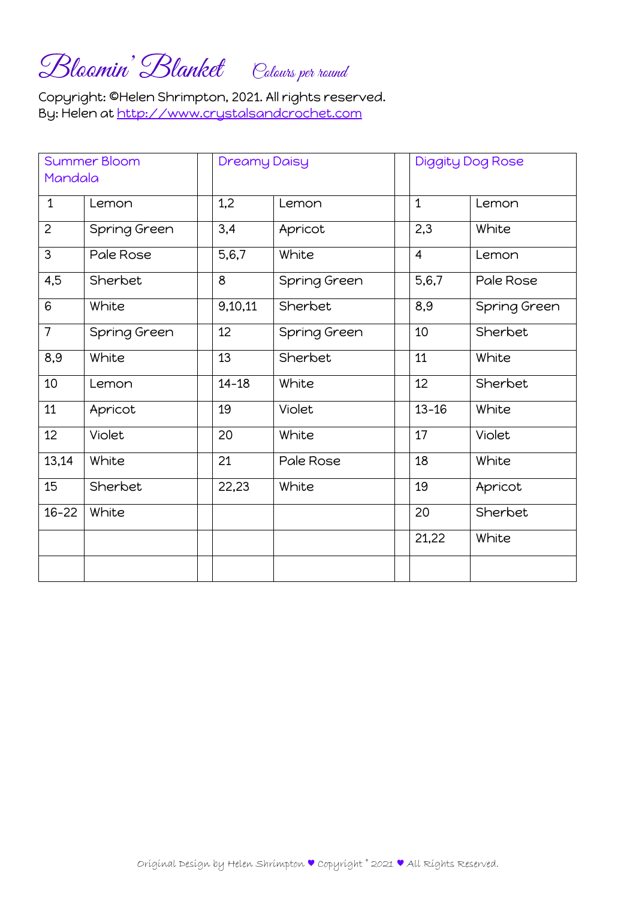# Bloomin' Blanket *Colours per round*

Copyright: ©Helen Shrimpton, 2021. All rights reserved.
By: Helen at http://www.crystalsandcrochet.com

| Summer Bloom Mandala | | | Dreamy Daisy | | | Diggity Dog Rose | |
|---|---|---|---|---|---|---|---|
| 1 | Lemon | | 1,2 | Lemon | | 1 | Lemon |
| 2 | Spring Green | | 3,4 | Apricot | | 2,3 | White |
| 3 | Pale Rose | | 5,6,7 | White | | 4 | Lemon |
| 4,5 | Sherbet | | 8 | Spring Green | | 5,6,7 | Pale Rose |
| 6 | White | | 9,10,11 | Sherbet | | 8,9 | Spring Green |
| 7 | Spring Green | | 12 | Spring Green | | 10 | Sherbet |
| 8,9 | White | | 13 | Sherbet | | 11 | White |
| 10 | Lemon | | 14-18 | White | | 12 | Sherbet |
| 11 | Apricot | | 19 | Violet | | 13-16 | White |
| 12 | Violet | | 20 | White | | 17 | Violet |
| 13,14 | White | | 21 | Pale Rose | | 18 | White |
| 15 | Sherbet | | 22,23 | White | | 19 | Apricot |
| 16-22 | White | | | | | 20 | Sherbet |
| | | | | | | 21,22 | White |
| | | | | | | | |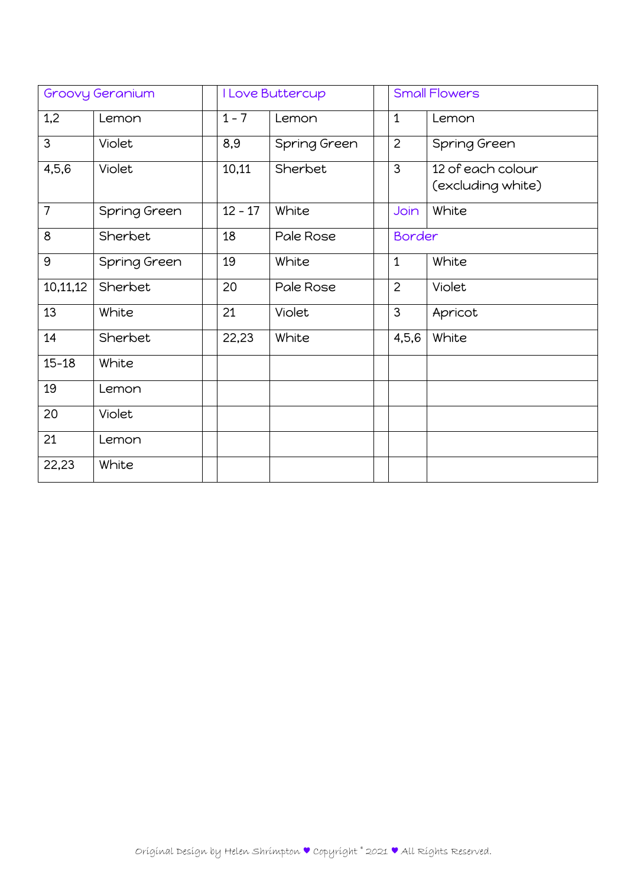| | | | | | | | |
|---|---|---|---|---|---|---|---|
| Groovy Geranium | | | I Love Buttercup | | | Small Flowers | |
| 1,2 | Lemon | | 1 - 7 | Lemon | | 1 | Lemon |
| 3 | Violet | | 8,9 | Spring Green | | 2 | Spring Green |
| 4,5,6 | Violet | | 10,11 | Sherbet | | 3 | 12 of each colour (excluding white) |
| 7 | Spring Green | | 12 - 17 | White | | Join | White |
| 8 | Sherbet | | 18 | Pale Rose | | Border | |
| 9 | Spring Green | | 19 | White | | 1 | White |
| 10,11,12 | Sherbet | | 20 | Pale Rose | | 2 | Violet |
| 13 | White | | 21 | Violet | | 3 | Apricot |
| 14 | Sherbet | | 22,23 | White | | 4,5,6 | White |
| 15-18 | White | | | | | | |
| 19 | Lemon | | | | | | |
| 20 | Violet | | | | | | |
| 21 | Lemon | | | | | | |
| 22,23 | White | | | | | | |

Original Design by Helen Shrimpton ♥ Copyright © 2021 ♥ All Rights Reserved.